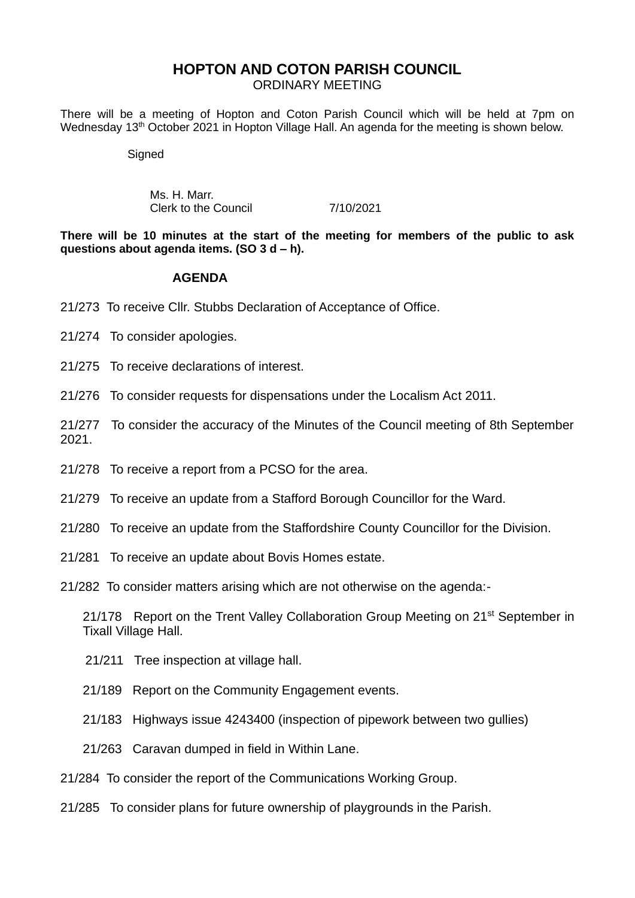# HOPTON AND COTON PARISH COUNCIL

ORDINARY MEETING

There will be a meeting of Hopton and Coton Parish Council which will be held at 7pm on Wednesday 13th October 2021 in Hopton Village Hall. An agenda for the meeting is shown below.

Signed

Ms. H. Marr.
Clerk to the Council 7/10/2021

**There will be 10 minutes at the start of the meeting for members of the public to ask questions about agenda items. (SO 3 d – h).**

## AGENDA

21/273 To receive Cllr. Stubbs Declaration of Acceptance of Office.

21/274 To consider apologies.

21/275 To receive declarations of interest.

21/276 To consider requests for dispensations under the Localism Act 2011.

21/277 To consider the accuracy of the Minutes of the Council meeting of 8th September 2021.

21/278 To receive a report from a PCSO for the area.

21/279 To receive an update from a Stafford Borough Councillor for the Ward.

21/280 To receive an update from the Staffordshire County Councillor for the Division.

21/281 To receive an update about Bovis Homes estate.

21/282 To consider matters arising which are not otherwise on the agenda:-

- 21/178 Report on the Trent Valley Collaboration Group Meeting on 21st September in Tixall Village Hall.
- 21/211 Tree inspection at village hall.
- 21/189 Report on the Community Engagement events.
- 21/183 Highways issue 4243400 (inspection of pipework between two gullies)
- 21/263 Caravan dumped in field in Within Lane.

21/284 To consider the report of the Communications Working Group.

21/285 To consider plans for future ownership of playgrounds in the Parish.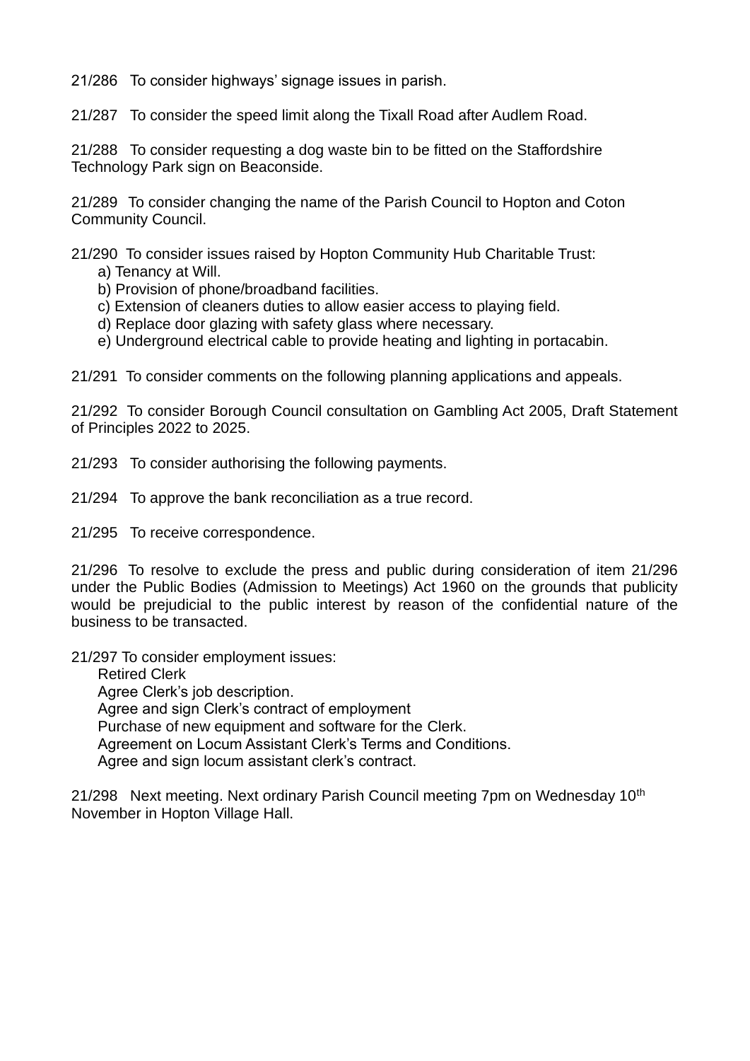21/286 To consider highways' signage issues in parish.

21/287 To consider the speed limit along the Tixall Road after Audlem Road.

21/288 To consider requesting a dog waste bin to be fitted on the Staffordshire Technology Park sign on Beaconside.

21/289 To consider changing the name of the Parish Council to Hopton and Coton Community Council.

21/290 To consider issues raised by Hopton Community Hub Charitable Trust:

a) Tenancy at Will.
b) Provision of phone/broadband facilities.
c) Extension of cleaners duties to allow easier access to playing field.
d) Replace door glazing with safety glass where necessary.
e) Underground electrical cable to provide heating and lighting in portacabin.

21/291 To consider comments on the following planning applications and appeals.

21/292 To consider Borough Council consultation on Gambling Act 2005, Draft Statement of Principles 2022 to 2025.

21/293 To consider authorising the following payments.

21/294 To approve the bank reconciliation as a true record.

21/295 To receive correspondence.

21/296 To resolve to exclude the press and public during consideration of item 21/296 under the Public Bodies (Admission to Meetings) Act 1960 on the grounds that publicity would be prejudicial to the public interest by reason of the confidential nature of the business to be transacted.

21/297 To consider employment issues:

Retired Clerk
Agree Clerk's job description.
Agree and sign Clerk's contract of employment
Purchase of new equipment and software for the Clerk.
Agreement on Locum Assistant Clerk's Terms and Conditions.
Agree and sign locum assistant clerk's contract.

21/298 Next meeting. Next ordinary Parish Council meeting 7pm on Wednesday 10th November in Hopton Village Hall.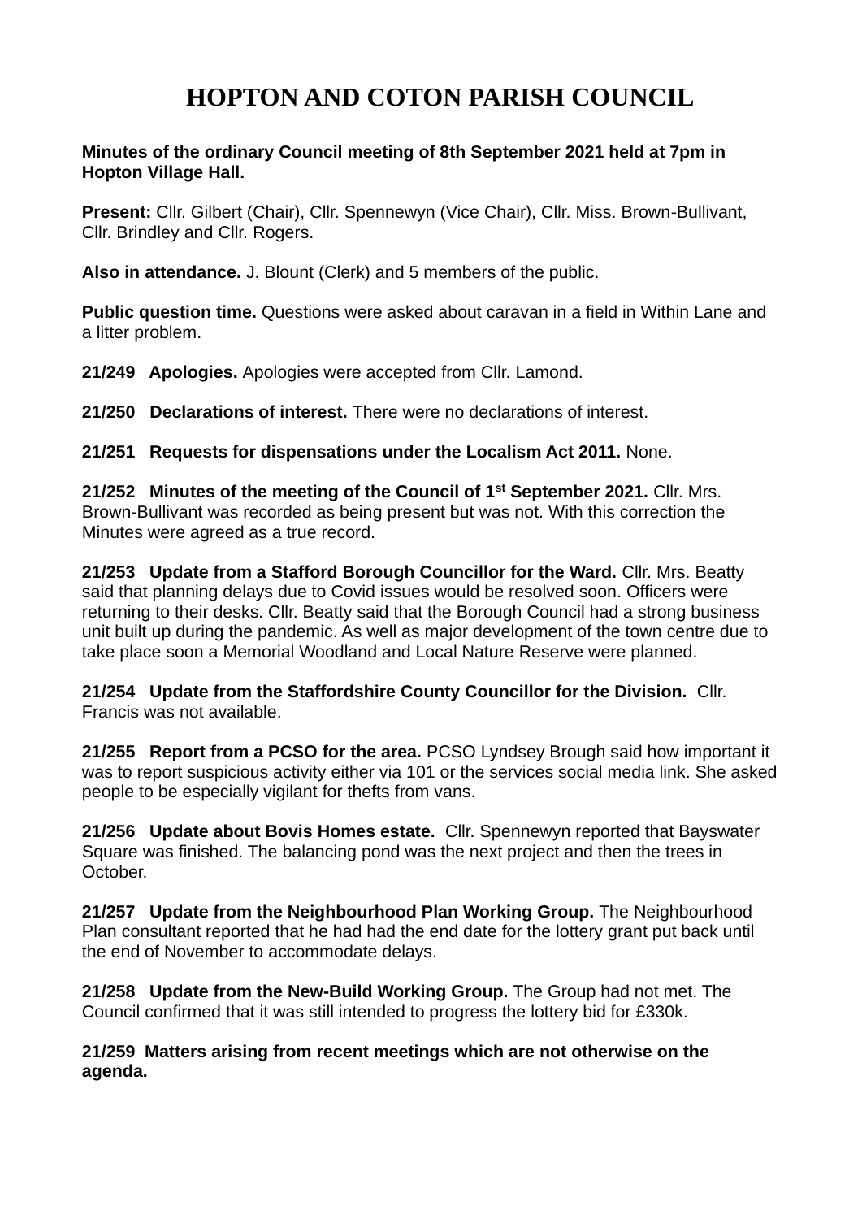# HOPTON AND COTON PARISH COUNCIL

**Minutes of the ordinary Council meeting of 8th September 2021 held at 7pm in Hopton Village Hall.**

**Present:** Cllr. Gilbert (Chair), Cllr. Spennewyn (Vice Chair), Cllr. Miss. Brown-Bullivant, Cllr. Brindley and Cllr. Rogers.

**Also in attendance.** J. Blount (Clerk) and 5 members of the public.

**Public question time.** Questions were asked about caravan in a field in Within Lane and a litter problem.

**21/249 Apologies.** Apologies were accepted from Cllr. Lamond.

**21/250 Declarations of interest.** There were no declarations of interest.

**21/251 Requests for dispensations under the Localism Act 2011.** None.

**21/252 Minutes of the meeting of the Council of 1st September 2021.** Cllr. Mrs. Brown-Bullivant was recorded as being present but was not. With this correction the Minutes were agreed as a true record.

**21/253 Update from a Stafford Borough Councillor for the Ward.** Cllr. Mrs. Beatty said that planning delays due to Covid issues would be resolved soon. Officers were returning to their desks. Cllr. Beatty said that the Borough Council had a strong business unit built up during the pandemic. As well as major development of the town centre due to take place soon a Memorial Woodland and Local Nature Reserve were planned.

**21/254 Update from the Staffordshire County Councillor for the Division.** Cllr. Francis was not available.

**21/255 Report from a PCSO for the area.** PCSO Lyndsey Brough said how important it was to report suspicious activity either via 101 or the services social media link. She asked people to be especially vigilant for thefts from vans.

**21/256 Update about Bovis Homes estate.** Cllr. Spennewyn reported that Bayswater Square was finished. The balancing pond was the next project and then the trees in October.

**21/257 Update from the Neighbourhood Plan Working Group.** The Neighbourhood Plan consultant reported that he had had the end date for the lottery grant put back until the end of November to accommodate delays.

**21/258 Update from the New-Build Working Group.** The Group had not met. The Council confirmed that it was still intended to progress the lottery bid for £330k.

**21/259 Matters arising from recent meetings which are not otherwise on the agenda.**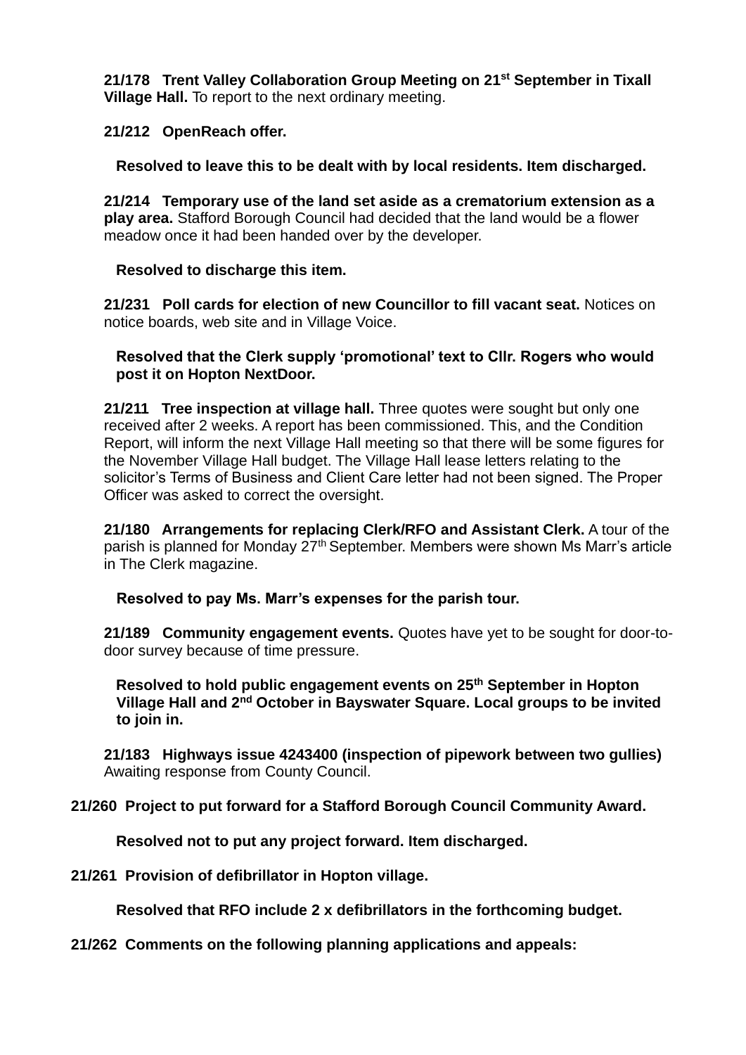**21/178 Trent Valley Collaboration Group Meeting on 21st September in Tixall Village Hall.** To report to the next ordinary meeting.

**21/212 OpenReach offer.**

**Resolved to leave this to be dealt with by local residents. Item discharged.**

**21/214 Temporary use of the land set aside as a crematorium extension as a play area.** Stafford Borough Council had decided that the land would be a flower meadow once it had been handed over by the developer.

**Resolved to discharge this item.**

**21/231 Poll cards for election of new Councillor to fill vacant seat.** Notices on notice boards, web site and in Village Voice.

**Resolved that the Clerk supply 'promotional' text to Cllr. Rogers who would post it on Hopton NextDoor.**

**21/211 Tree inspection at village hall.** Three quotes were sought but only one received after 2 weeks. A report has been commissioned. This, and the Condition Report, will inform the next Village Hall meeting so that there will be some figures for the November Village Hall budget. The Village Hall lease letters relating to the solicitor's Terms of Business and Client Care letter had not been signed. The Proper Officer was asked to correct the oversight.

**21/180 Arrangements for replacing Clerk/RFO and Assistant Clerk.** A tour of the parish is planned for Monday 27th September. Members were shown Ms Marr's article in The Clerk magazine.

**Resolved to pay Ms. Marr's expenses for the parish tour.**

**21/189 Community engagement events.** Quotes have yet to be sought for door-to-door survey because of time pressure.

**Resolved to hold public engagement events on 25th September in Hopton Village Hall and 2nd October in Bayswater Square. Local groups to be invited to join in.**

**21/183 Highways issue 4243400 (inspection of pipework between two gullies)** Awaiting response from County Council.

**21/260 Project to put forward for a Stafford Borough Council Community Award.**

**Resolved not to put any project forward. Item discharged.**

**21/261 Provision of defibrillator in Hopton village.**

**Resolved that RFO include 2 x defibrillators in the forthcoming budget.**

**21/262 Comments on the following planning applications and appeals:**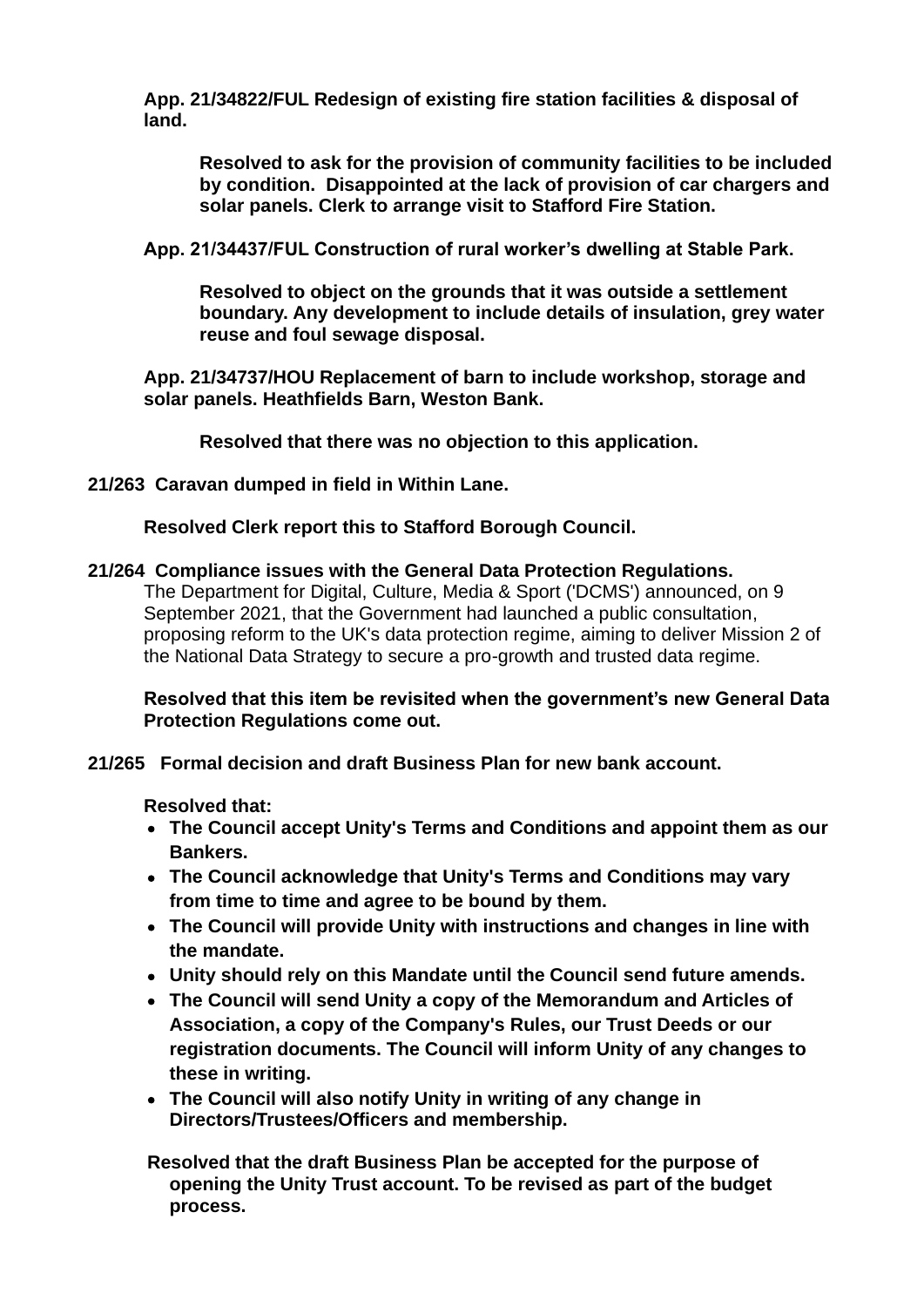**App. 21/34822/FUL Redesign of existing fire station facilities & disposal of land.**

> **Resolved to ask for the provision of community facilities to be included by condition. Disappointed at the lack of provision of car chargers and solar panels. Clerk to arrange visit to Stafford Fire Station.**

**App. 21/34437/FUL Construction of rural worker's dwelling at Stable Park.**

> **Resolved to object on the grounds that it was outside a settlement boundary. Any development to include details of insulation, grey water reuse and foul sewage disposal.**

**App. 21/34737/HOU Replacement of barn to include workshop, storage and solar panels. Heathfields Barn, Weston Bank.**

> **Resolved that there was no objection to this application.**

**21/263 Caravan dumped in field in Within Lane.**

**Resolved Clerk report this to Stafford Borough Council.**

**21/264 Compliance issues with the General Data Protection Regulations.**

The Department for Digital, Culture, Media & Sport ('DCMS') announced, on 9 September 2021, that the Government had launched a public consultation, proposing reform to the UK's data protection regime, aiming to deliver Mission 2 of the National Data Strategy to secure a pro-growth and trusted data regime.

**Resolved that this item be revisited when the government's new General Data Protection Regulations come out.**

**21/265 Formal decision and draft Business Plan for new bank account.**

**Resolved that:**

- **The Council accept Unity's Terms and Conditions and appoint them as our Bankers.**
- **The Council acknowledge that Unity's Terms and Conditions may vary from time to time and agree to be bound by them.**
- **The Council will provide Unity with instructions and changes in line with the mandate.**
- **Unity should rely on this Mandate until the Council send future amends.**
- **The Council will send Unity a copy of the Memorandum and Articles of Association, a copy of the Company's Rules, our Trust Deeds or our registration documents. The Council will inform Unity of any changes to these in writing.**
- **The Council will also notify Unity in writing of any change in Directors/Trustees/Officers and membership.**

**Resolved that the draft Business Plan be accepted for the purpose of opening the Unity Trust account. To be revised as part of the budget process.**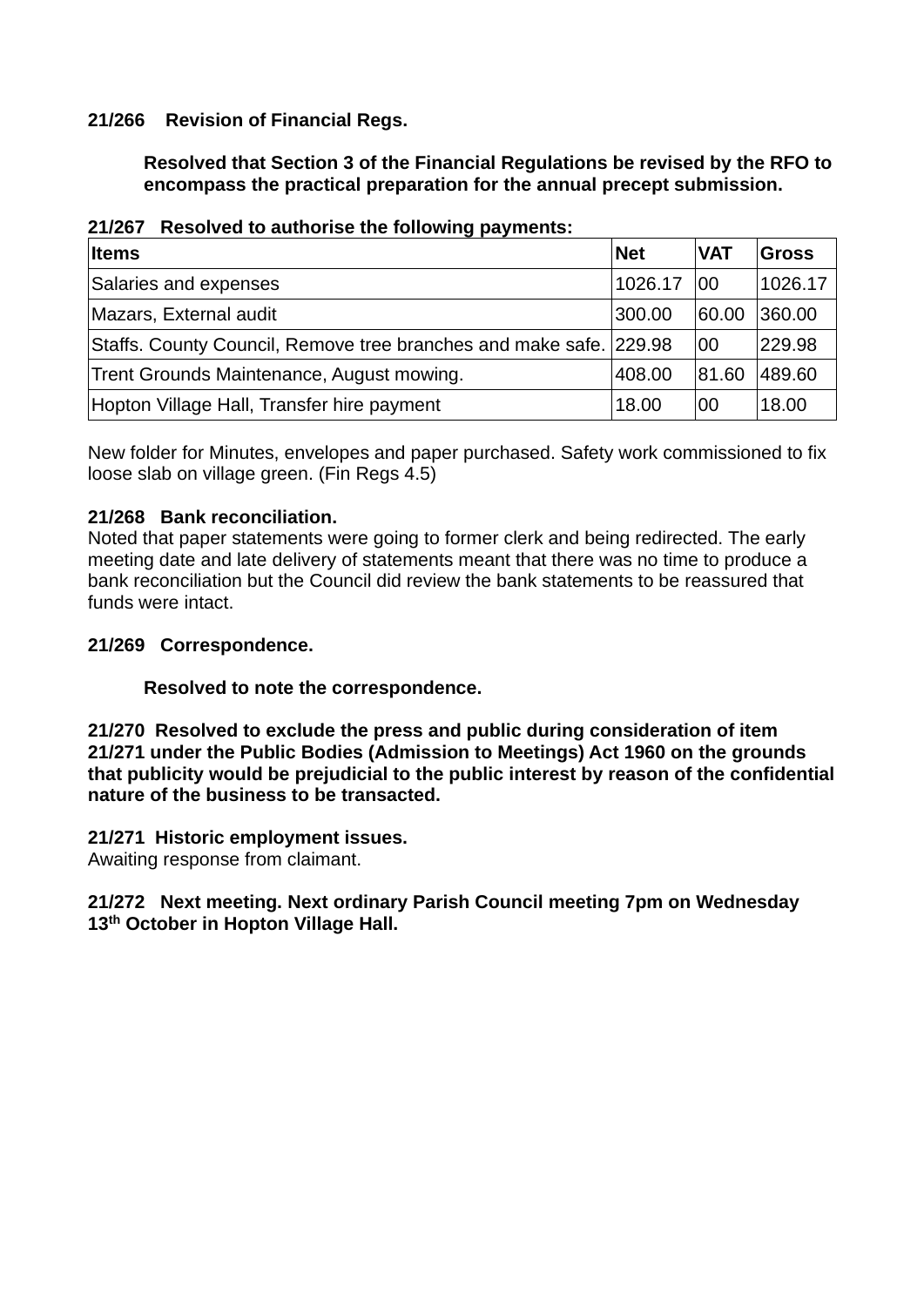**21/266 Revision of Financial Regs.**

**Resolved that Section 3 of the Financial Regulations be revised by the RFO to encompass the practical preparation for the annual precept submission.**

**21/267 Resolved to authorise the following payments:**

| **Items** | **Net** | **VAT** | **Gross** |
|---|---|---|---|
| Salaries and expenses | 1026.17 | 00 | 1026.17 |
| Mazars, External audit | 300.00 | 60.00 | 360.00 |
| Staffs. County Council, Remove tree branches and make safe. | 229.98 | 00 | 229.98 |
| Trent Grounds Maintenance, August mowing. | 408.00 | 81.60 | 489.60 |
| Hopton Village Hall, Transfer hire payment | 18.00 | 00 | 18.00 |

New folder for Minutes, envelopes and paper purchased. Safety work commissioned to fix loose slab on village green. (Fin Regs 4.5)

**21/268 Bank reconciliation.**
Noted that paper statements were going to former clerk and being redirected. The early meeting date and late delivery of statements meant that there was no time to produce a bank reconciliation but the Council did review the bank statements to be reassured that funds were intact.

**21/269 Correspondence.**

**Resolved to note the correspondence.**

**21/270 Resolved to exclude the press and public during consideration of item 21/271 under the Public Bodies (Admission to Meetings) Act 1960 on the grounds that publicity would be prejudicial to the public interest by reason of the confidential nature of the business to be transacted.**

**21/271 Historic employment issues.**
Awaiting response from claimant.

**21/272 Next meeting. Next ordinary Parish Council meeting 7pm on Wednesday 13th October in Hopton Village Hall.**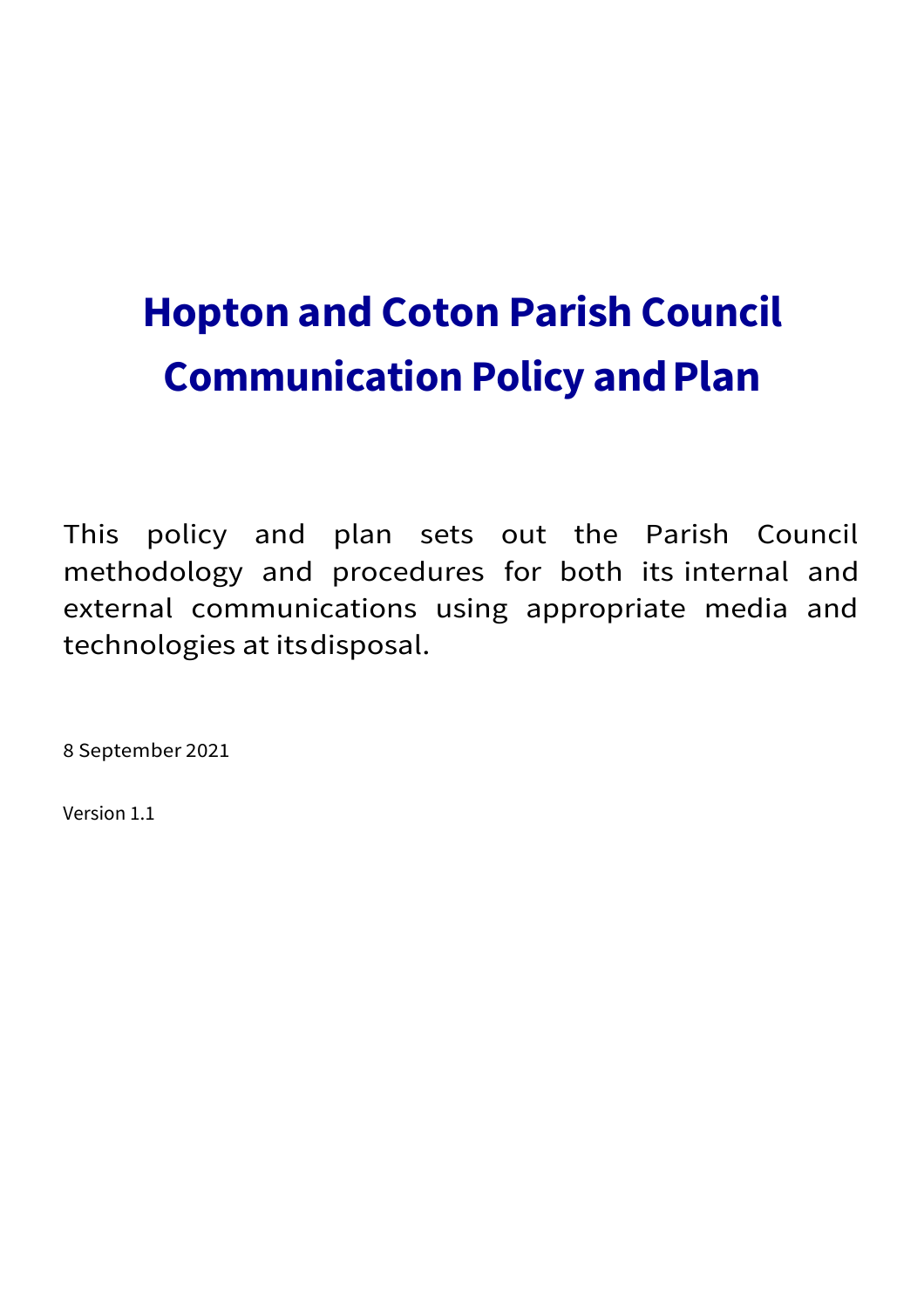# Hopton and Coton Parish Council Communication Policy and Plan

This policy and plan sets out the Parish Council methodology and procedures for both its internal and external communications using appropriate media and technologies at its disposal.

8 September 2021

Version 1.1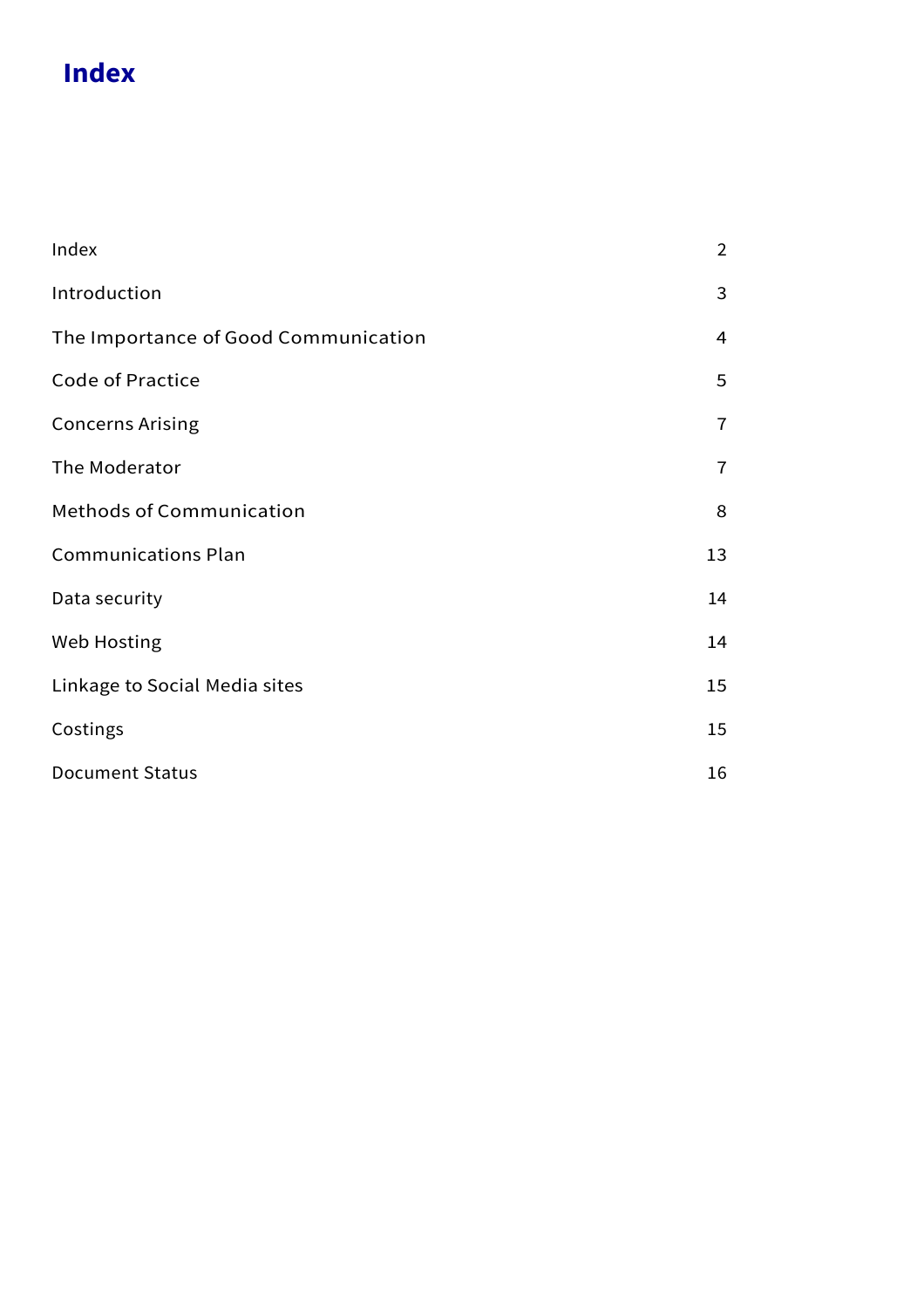# Index

| | |
|---|---|
| Index | 2 |
| Introduction | 3 |
| The Importance of Good Communication | 4 |
| Code of Practice | 5 |
| Concerns Arising | 7 |
| The Moderator | 7 |
| Methods of Communication | 8 |
| Communications Plan | 13 |
| Data security | 14 |
| Web Hosting | 14 |
| Linkage to Social Media sites | 15 |
| Costings | 15 |
| Document Status | 16 |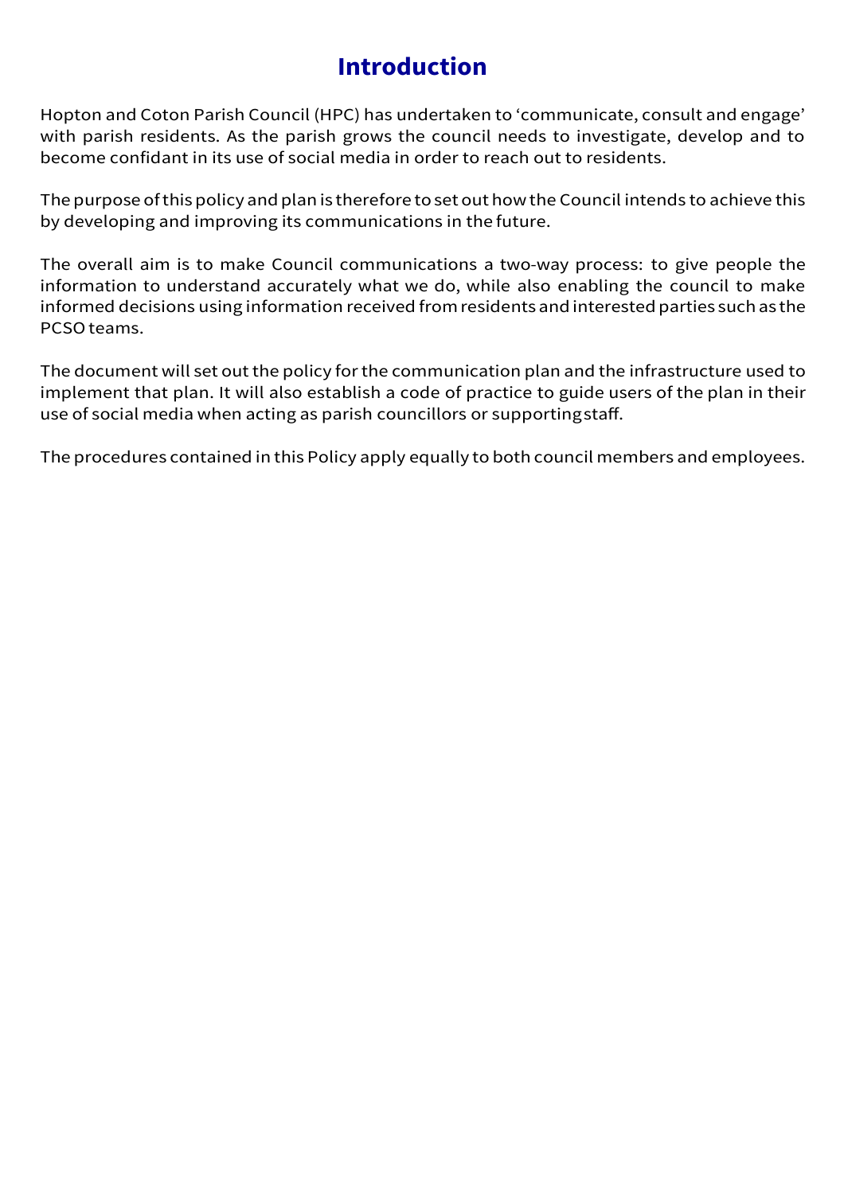# Introduction

Hopton and Coton Parish Council (HPC) has undertaken to 'communicate, consult and engage' with parish residents. As the parish grows the council needs to investigate, develop and to become confidant in its use of social media in order to reach out to residents.

The purpose of this policy and plan is therefore to set out how the Council intends to achieve this by developing and improving its communications in the future.

The overall aim is to make Council communications a two-way process: to give people the information to understand accurately what we do, while also enabling the council to make informed decisions using information received from residents and interested parties such as the PCSO teams.

The document will set out the policy for the communication plan and the infrastructure used to implement that plan. It will also establish a code of practice to guide users of the plan in their use of social media when acting as parish councillors or supporting staff.

The procedures contained in this Policy apply equally to both council members and employees.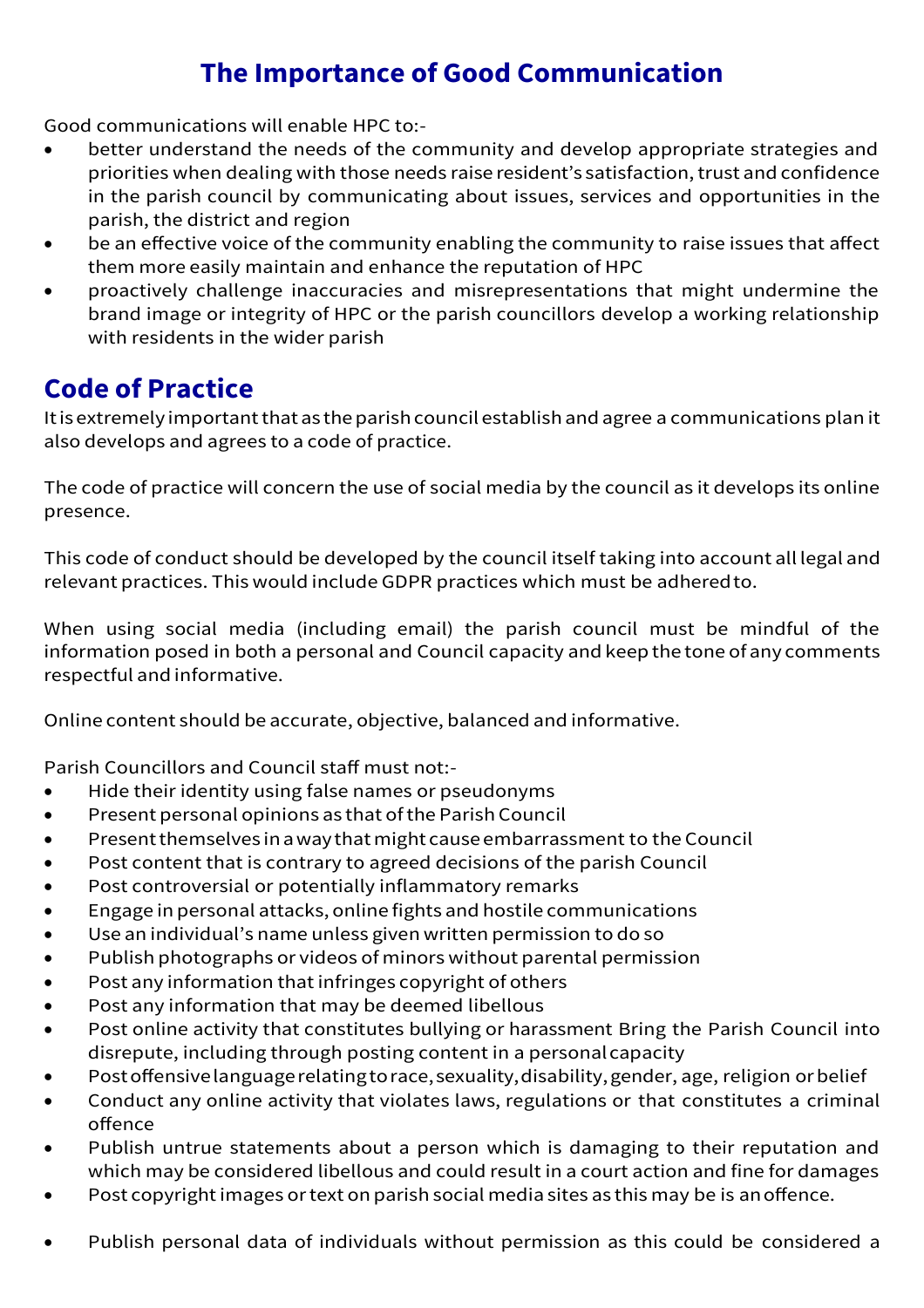# The Importance of Good Communication

Good communications will enable HPC to:-

- better understand the needs of the community and develop appropriate strategies and priorities when dealing with those needs raise resident's satisfaction, trust and confidence in the parish council by communicating about issues, services and opportunities in the parish, the district and region
- be an effective voice of the community enabling the community to raise issues that affect them more easily maintain and enhance the reputation of HPC
- proactively challenge inaccuracies and misrepresentations that might undermine the brand image or integrity of HPC or the parish councillors develop a working relationship with residents in the wider parish

## Code of Practice

It is extremely important that as the parish council establish and agree a communications plan it also develops and agrees to a code of practice.

The code of practice will concern the use of social media by the council as it develops its online presence.

This code of conduct should be developed by the council itself taking into account all legal and relevant practices. This would include GDPR practices which must be adhered to.

When using social media (including email) the parish council must be mindful of the information posed in both a personal and Council capacity and keep the tone of any comments respectful and informative.

Online content should be accurate, objective, balanced and informative.

Parish Councillors and Council staff must not:-

- Hide their identity using false names or pseudonyms
- Present personal opinions as that of the Parish Council
- Present themselves in a way that might cause embarrassment to the Council
- Post content that is contrary to agreed decisions of the parish Council
- Post controversial or potentially inflammatory remarks
- Engage in personal attacks, online fights and hostile communications
- Use an individual's name unless given written permission to do so
- Publish photographs or videos of minors without parental permission
- Post any information that infringes copyright of others
- Post any information that may be deemed libellous
- Post online activity that constitutes bullying or harassment Bring the Parish Council into disrepute, including through posting content in a personal capacity
- Post offensive language relating to race, sexuality, disability, gender, age, religion or belief
- Conduct any online activity that violates laws, regulations or that constitutes a criminal offence
- Publish untrue statements about a person which is damaging to their reputation and which may be considered libellous and could result in a court action and fine for damages
- Post copyright images or text on parish social media sites as this may be is an offence.
- Publish personal data of individuals without permission as this could be considered a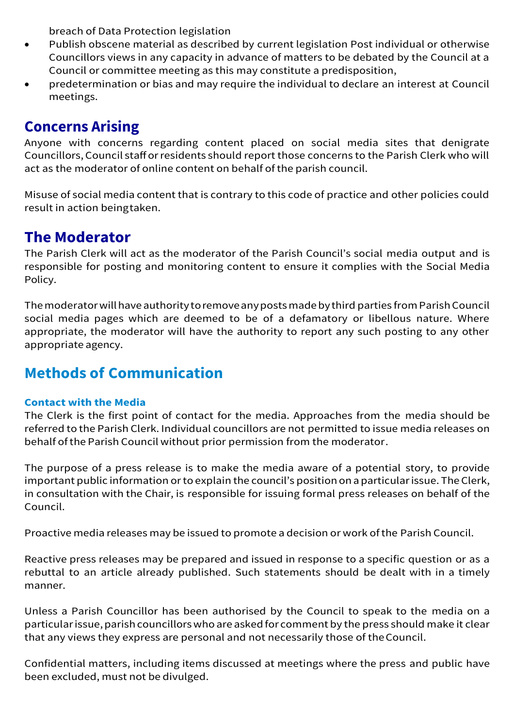breach of Data Protection legislation

- Publish obscene material as described by current legislation Post individual or otherwise Councillors views in any capacity in advance of matters to be debated by the Council at a Council or committee meeting as this may constitute a predisposition,
- predetermination or bias and may require the individual to declare an interest at Council meetings.

## Concerns Arising

Anyone with concerns regarding content placed on social media sites that denigrate Councillors, Council staff or residents should report those concerns to the Parish Clerk who will act as the moderator of online content on behalf of the parish council.

Misuse of social media content that is contrary to this code of practice and other policies could result in action beingtaken.

## The Moderator

The Parish Clerk will act as the moderator of the Parish Council's social media output and is responsible for posting and monitoring content to ensure it complies with the Social Media Policy.

The moderator will have authority to remove any posts made by third parties from Parish Council social media pages which are deemed to be of a defamatory or libellous nature. Where appropriate, the moderator will have the authority to report any such posting to any other appropriate agency.

## Methods of Communication

### Contact with the Media

The Clerk is the first point of contact for the media. Approaches from the media should be referred to the Parish Clerk. Individual councillors are not permitted to issue media releases on behalf of the Parish Council without prior permission from the moderator.

The purpose of a press release is to make the media aware of a potential story, to provide important public information or to explain the council's position on a particular issue. The Clerk, in consultation with the Chair, is responsible for issuing formal press releases on behalf of the Council.

Proactive media releases may be issued to promote a decision or work of the Parish Council.

Reactive press releases may be prepared and issued in response to a specific question or as a rebuttal to an article already published. Such statements should be dealt with in a timely manner.

Unless a Parish Councillor has been authorised by the Council to speak to the media on a particular issue, parish councillors who are asked for comment by the press should make it clear that any views they express are personal and not necessarily those of the Council.

Confidential matters, including items discussed at meetings where the press and public have been excluded, must not be divulged.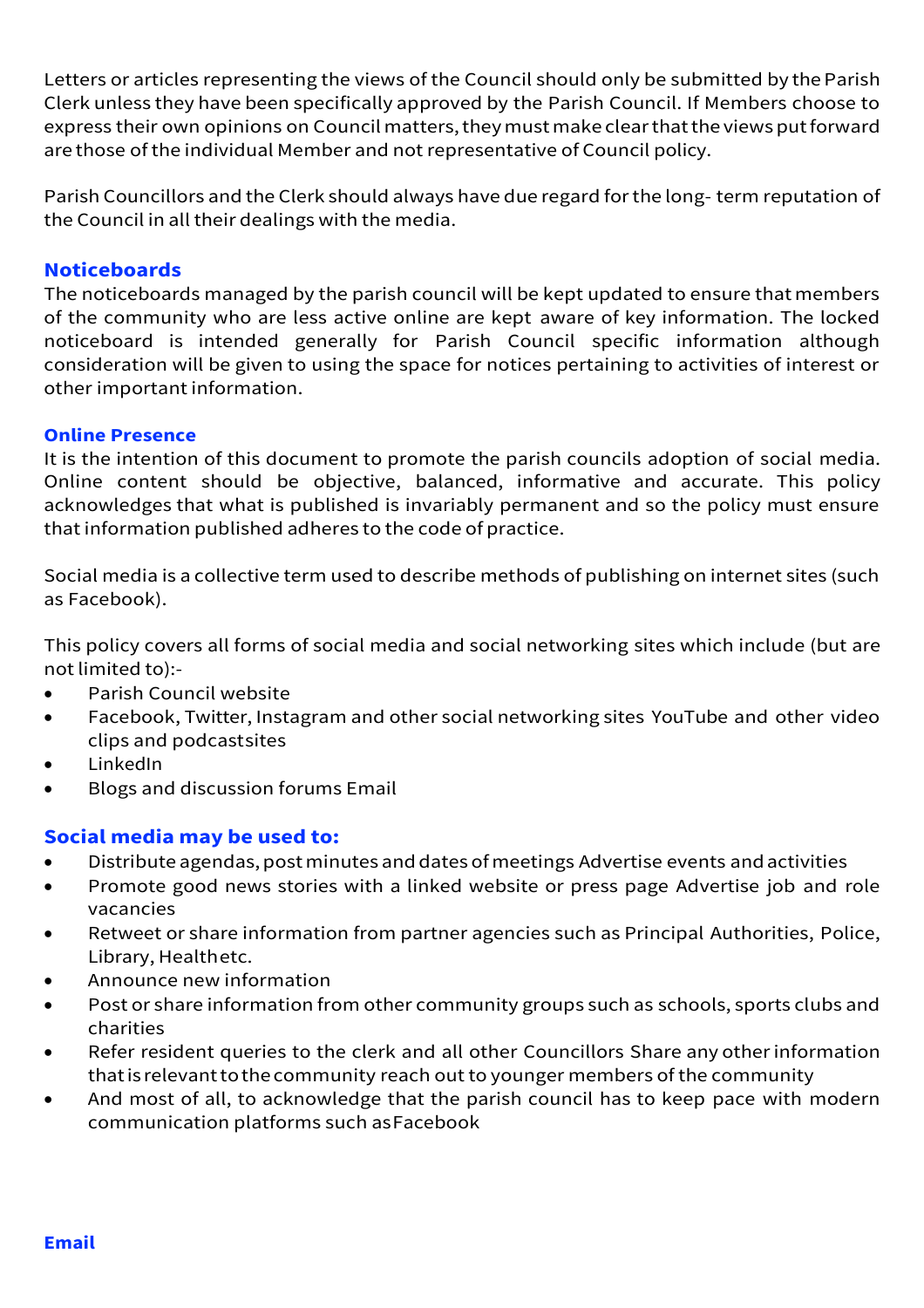Letters or articles representing the views of the Council should only be submitted by the Parish Clerk unless they have been specifically approved by the Parish Council. If Members choose to express their own opinions on Council matters, they must make clear that the views put forward are those of the individual Member and not representative of Council policy.

Parish Councillors and the Clerk should always have due regard for the long- term reputation of the Council in all their dealings with the media.

### Noticeboards

The noticeboards managed by the parish council will be kept updated to ensure that members of the community who are less active online are kept aware of key information. The locked noticeboard is intended generally for Parish Council specific information although consideration will be given to using the space for notices pertaining to activities of interest or other important information.

### Online Presence

It is the intention of this document to promote the parish councils adoption of social media. Online content should be objective, balanced, informative and accurate. This policy acknowledges that what is published is invariably permanent and so the policy must ensure that information published adheres to the code of practice.

Social media is a collective term used to describe methods of publishing on internet sites (such as Facebook).

This policy covers all forms of social media and social networking sites which include (but are not limited to):-

- Parish Council website
- Facebook, Twitter, Instagram and other social networking sites YouTube and other video clips and podcastsites
- LinkedIn
- Blogs and discussion forums Email

### Social media may be used to:

- Distribute agendas, post minutes and dates of meetings Advertise events and activities
- Promote good news stories with a linked website or press page Advertise job and role vacancies
- Retweet or share information from partner agencies such as Principal Authorities, Police, Library, Healthetc.
- Announce new information
- Post or share information from other community groups such as schools, sports clubs and charities
- Refer resident queries to the clerk and all other Councillors Share any other information that is relevant to the community reach out to younger members of the community
- And most of all, to acknowledge that the parish council has to keep pace with modern communication platforms such asFacebook

### Email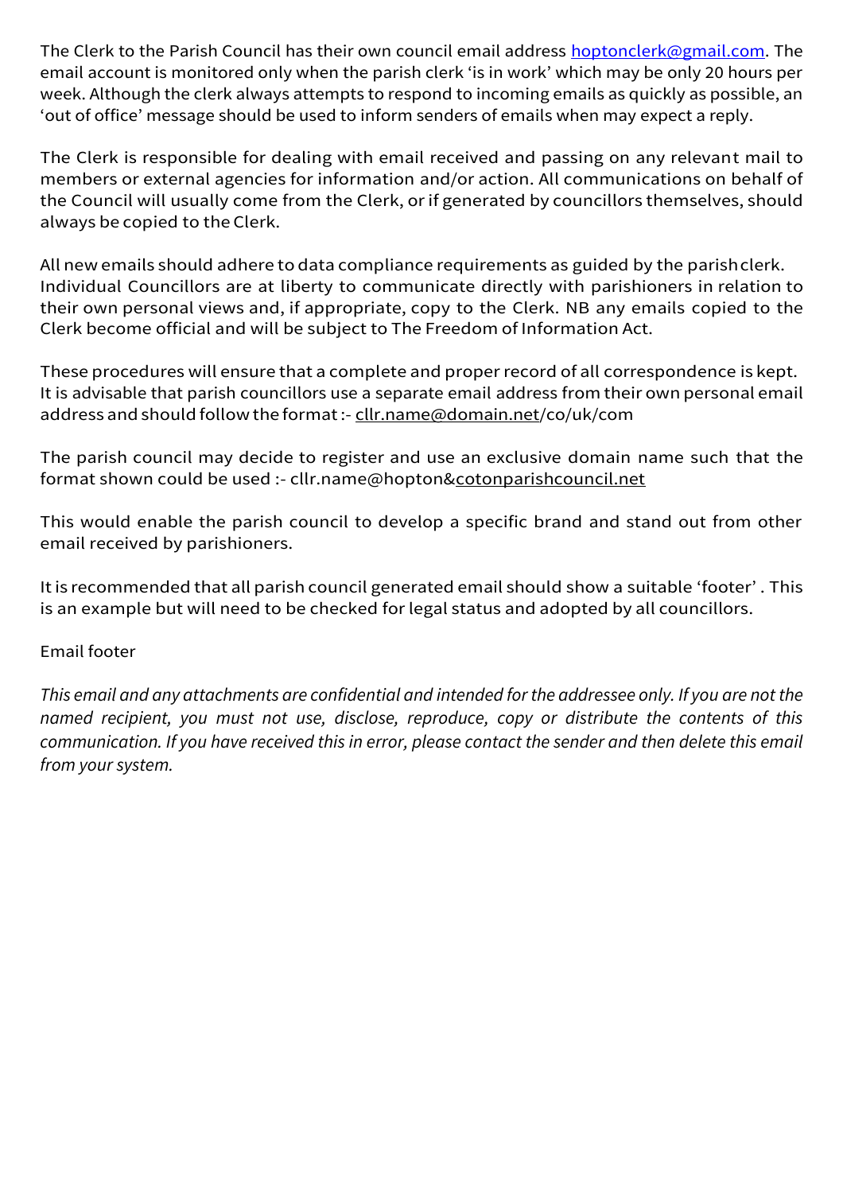The Clerk to the Parish Council has their own council email address hoptonclerk@gmail.com. The email account is monitored only when the parish clerk 'is in work' which may be only 20 hours per week. Although the clerk always attempts to respond to incoming emails as quickly as possible, an 'out of office' message should be used to inform senders of emails when may expect a reply.

The Clerk is responsible for dealing with email received and passing on any relevant mail to members or external agencies for information and/or action. All communications on behalf of the Council will usually come from the Clerk, or if generated by councillors themselves, should always be copied to the Clerk.

All new emails should adhere to data compliance requirements as guided by the parish clerk. Individual Councillors are at liberty to communicate directly with parishioners in relation to their own personal views and, if appropriate, copy to the Clerk. NB any emails copied to the Clerk become official and will be subject to The Freedom of Information Act.

These procedures will ensure that a complete and proper record of all correspondence is kept. It is advisable that parish councillors use a separate email address from their own personal email address and should follow the format :- cllr.name@domain.net/co/uk/com

The parish council may decide to register and use an exclusive domain name such that the format shown could be used :- cllr.name@hopton&cotonparishcouncil.net

This would enable the parish council to develop a specific brand and stand out from other email received by parishioners.

It is recommended that all parish council generated email should show a suitable 'footer' . This is an example but will need to be checked for legal status and adopted by all councillors.

Email footer

*This email and any attachments are confidential and intended for the addressee only. If you are not the named recipient, you must not use, disclose, reproduce, copy or distribute the contents of this communication. If you have received this in error, please contact the sender and then delete this email from your system.*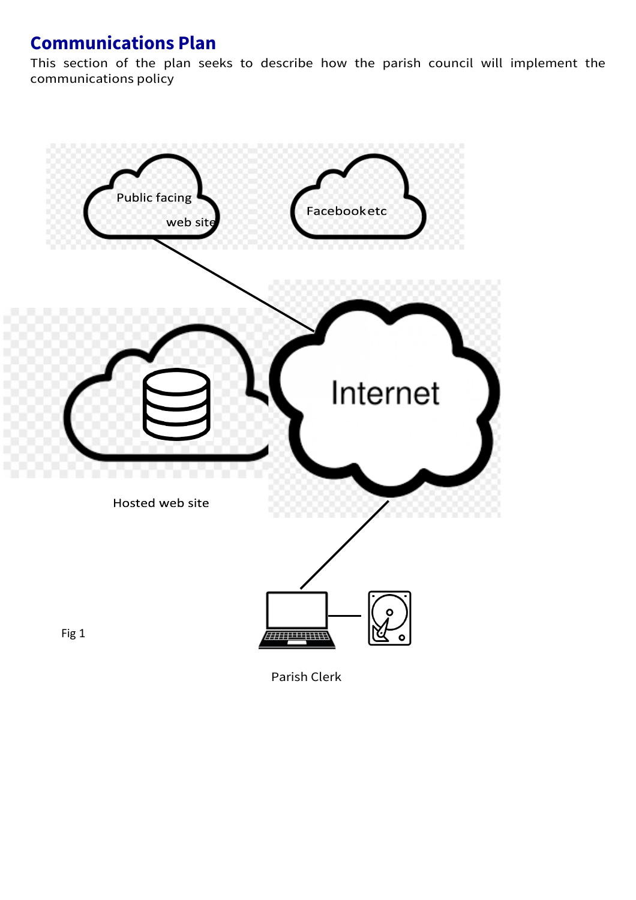## Communications Plan

This section of the plan seeks to describe how the parish council will implement the communications policy

Public facing web site

Facebook etc

Internet

Hosted web site

Fig 1

Parish Clerk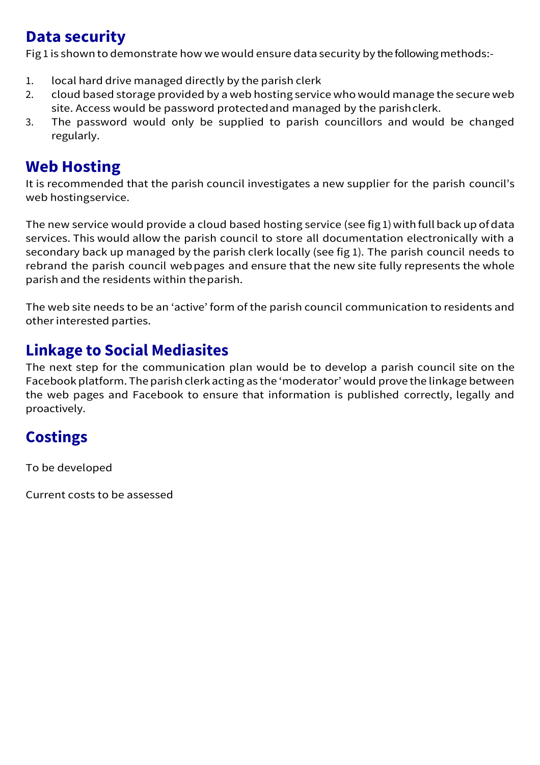## Data security

Fig 1 is shown to demonstrate how we would ensure data security by the following methods:-

1. local hard drive managed directly by the parish clerk
2. cloud based storage provided by a web hosting service who would manage the secure web site. Access would be password protected and managed by the parish clerk.
3. The password would only be supplied to parish councillors and would be changed regularly.

## Web Hosting

It is recommended that the parish council investigates a new supplier for the parish council's web hostingservice.

The new service would provide a cloud based hosting service (see fig 1) with full back up of data services. This would allow the parish council to store all documentation electronically with a secondary back up managed by the parish clerk locally (see fig 1). The parish council needs to rebrand the parish council web pages and ensure that the new site fully represents the whole parish and the residents within the parish.

The web site needs to be an 'active' form of the parish council communication to residents and other interested parties.

## Linkage to Social Mediasites

The next step for the communication plan would be to develop a parish council site on the Facebook platform. The parish clerk acting as the 'moderator' would prove the linkage between the web pages and Facebook to ensure that information is published correctly, legally and proactively.

## Costings

To be developed

Current costs to be assessed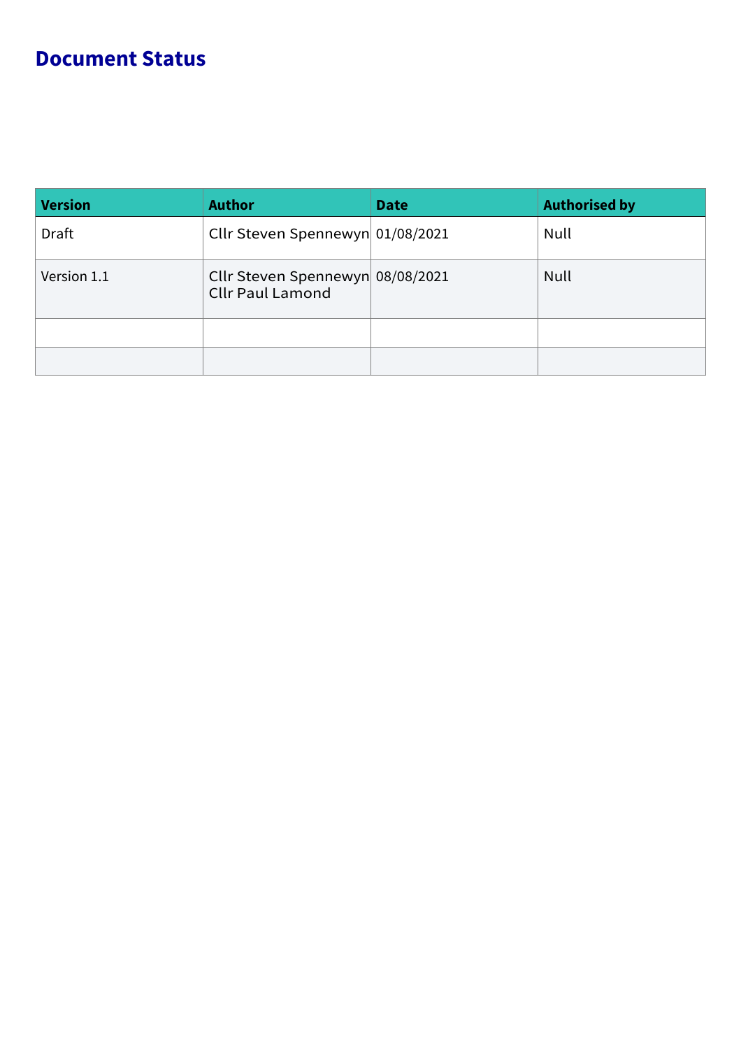# Document Status

| Version | Author | Date | Authorised by |
|---|---|---|---|
| Draft | Cllr Steven Spennewyn | 01/08/2021 | Null |
| Version 1.1 | Cllr Steven Spennewyn<br>Cllr Paul Lamond | 08/08/2021 | Null |
| | | | |
| | | | |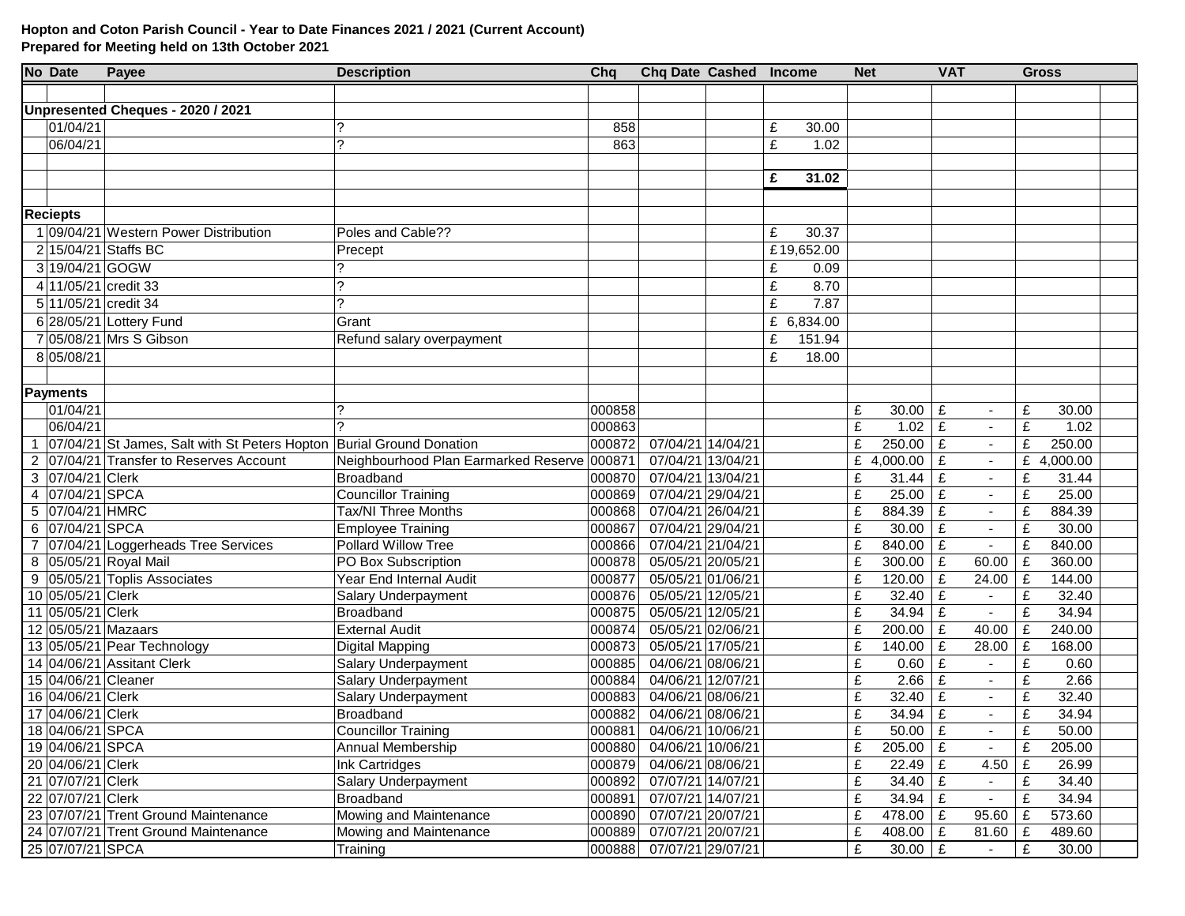**Hopton and Coton Parish Council - Year to Date Finances 2021 / 2021 (Current Account)**
**Prepared for Meeting held on 13th October 2021**

| No | Date | Payee | Description | Chq | Chq Date | Cashed | Income | Net | VAT | Gross |
|---|---|---|---|---|---|---|---|---|---|---|
| **Unpresented Cheques - 2020 / 2021** | | | | | | | | | | |
| | 01/04/21 | | ? | 858 | | | £ 30.00 | | | |
| | 06/04/21 | | ? | 863 | | | £ 1.02 | | | |
| | | | | | | | **£ 31.02** | | | |
| **Reciepts** | | | | | | | | | | |
| 1 | 09/04/21 | Western Power Distribution | Poles and Cable?? | | | | £ 30.37 | | | |
| 2 | 15/04/21 | Staffs BC | Precept | | | | £ 19,652.00 | | | |
| 3 | 19/04/21 | GOGW | ? | | | | £ 0.09 | | | |
| 4 | 11/05/21 | credit 33 | ? | | | | £ 8.70 | | | |
| 5 | 11/05/21 | credit 34 | ? | | | | £ 7.87 | | | |
| 6 | 28/05/21 | Lottery Fund | Grant | | | | £ 6,834.00 | | | |
| 7 | 05/08/21 | Mrs S Gibson | Refund salary overpayment | | | | £ 151.94 | | | |
| 8 | 05/08/21 | | | | | | £ 18.00 | | | |
| **Payments** | | | | | | | | | | |
| | 01/04/21 | | ? | 000858 | | | | £ 30.00 | £ - | £ 30.00 |
| | 06/04/21 | | ? | 000863 | | | | £ 1.02 | £ - | £ 1.02 |
| 1 | 07/04/21 | St James, Salt with St Peters Hopton | Burial Ground Donation | 000872 | 07/04/21 | 14/04/21 | | £ 250.00 | £ - | £ 250.00 |
| 2 | 07/04/21 | Transfer to Reserves Account | Neighbourhood Plan Earmarked Reserve | 000871 | 07/04/21 | 13/04/21 | | £ 4,000.00 | £ - | £ 4,000.00 |
| 3 | 07/04/21 | Clerk | Broadband | 000870 | 07/04/21 | 13/04/21 | | £ 31.44 | £ - | £ 31.44 |
| 4 | 07/04/21 | SPCA | Councillor Training | 000869 | 07/04/21 | 29/04/21 | | £ 25.00 | £ - | £ 25.00 |
| 5 | 07/04/21 | HMRC | Tax/NI Three Months | 000868 | 07/04/21 | 26/04/21 | | £ 884.39 | £ - | £ 884.39 |
| 6 | 07/04/21 | SPCA | Employee Training | 000867 | 07/04/21 | 29/04/21 | | £ 30.00 | £ - | £ 30.00 |
| 7 | 07/04/21 | Loggerheads Tree Services | Pollard Willow Tree | 000866 | 07/04/21 | 21/04/21 | | £ 840.00 | £ - | £ 840.00 |
| 8 | 05/05/21 | Royal Mail | PO Box Subscription | 000878 | 05/05/21 | 20/05/21 | | £ 300.00 | £ 60.00 | £ 360.00 |
| 9 | 05/05/21 | Toplis Associates | Year End Internal Audit | 000877 | 05/05/21 | 01/06/21 | | £ 120.00 | £ 24.00 | £ 144.00 |
| 10 | 05/05/21 | Clerk | Salary Underpayment | 000876 | 05/05/21 | 12/05/21 | | £ 32.40 | £ - | £ 32.40 |
| 11 | 05/05/21 | Clerk | Broadband | 000875 | 05/05/21 | 12/05/21 | | £ 34.94 | £ - | £ 34.94 |
| 12 | 05/05/21 | Mazaars | External Audit | 000874 | 05/05/21 | 02/06/21 | | £ 200.00 | £ 40.00 | £ 240.00 |
| 13 | 05/05/21 | Pear Technology | Digital Mapping | 000873 | 05/05/21 | 17/05/21 | | £ 140.00 | £ 28.00 | £ 168.00 |
| 14 | 04/06/21 | Assitant Clerk | Salary Underpayment | 000885 | 04/06/21 | 08/06/21 | | £ 0.60 | £ - | £ 0.60 |
| 15 | 04/06/21 | Cleaner | Salary Underpayment | 000884 | 04/06/21 | 12/07/21 | | £ 2.66 | £ - | £ 2.66 |
| 16 | 04/06/21 | Clerk | Salary Underpayment | 000883 | 04/06/21 | 08/06/21 | | £ 32.40 | £ - | £ 32.40 |
| 17 | 04/06/21 | Clerk | Broadband | 000882 | 04/06/21 | 08/06/21 | | £ 34.94 | £ - | £ 34.94 |
| 18 | 04/06/21 | SPCA | Councillor Training | 000881 | 04/06/21 | 10/06/21 | | £ 50.00 | £ - | £ 50.00 |
| 19 | 04/06/21 | SPCA | Annual Membership | 000880 | 04/06/21 | 10/06/21 | | £ 205.00 | £ - | £ 205.00 |
| 20 | 04/06/21 | Clerk | Ink Cartridges | 000879 | 04/06/21 | 08/06/21 | | £ 22.49 | £ 4.50 | £ 26.99 |
| 21 | 07/07/21 | Clerk | Salary Underpayment | 000892 | 07/07/21 | 14/07/21 | | £ 34.40 | £ - | £ 34.40 |
| 22 | 07/07/21 | Clerk | Broadband | 000891 | 07/07/21 | 14/07/21 | | £ 34.94 | £ - | £ 34.94 |
| 23 | 07/07/21 | Trent Ground Maintenance | Mowing and Maintenance | 000890 | 07/07/21 | 20/07/21 | | £ 478.00 | £ 95.60 | £ 573.60 |
| 24 | 07/07/21 | Trent Ground Maintenance | Mowing and Maintenance | 000889 | 07/07/21 | 20/07/21 | | £ 408.00 | £ 81.60 | £ 489.60 |
| 25 | 07/07/21 | SPCA | Training | 000888 | 07/07/21 | 29/07/21 | | £ 30.00 | £ - | £ 30.00 |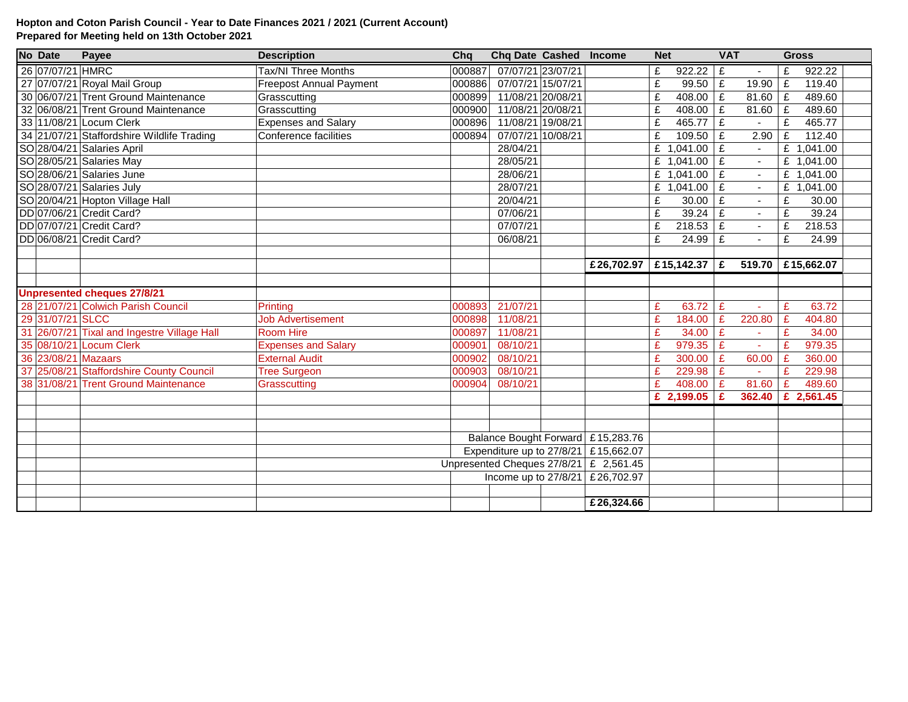**Hopton and Coton Parish Council - Year to Date Finances 2021 / 2021 (Current Account)**
**Prepared for Meeting held on 13th October 2021**

| No | Date | Payee | Description | Chq | Chq Date | Cashed | Income | Net | VAT | Gross |
|---|---|---|---|---|---|---|---|---|---|---|
| 26 | 07/07/21 | HMRC | Tax/NI Three Months | 000887 | 07/07/21 | 23/07/21 | | £ 922.22 | £ - | £ 922.22 |
| 27 | 07/07/21 | Royal Mail Group | Freepost Annual Payment | 000886 | 07/07/21 | 15/07/21 | | £ 99.50 | £ 19.90 | £ 119.40 |
| 30 | 06/07/21 | Trent Ground Maintenance | Grasscutting | 000899 | 11/08/21 | 20/08/21 | | £ 408.00 | £ 81.60 | £ 489.60 |
| 32 | 06/08/21 | Trent Ground Maintenance | Grasscutting | 000900 | 11/08/21 | 20/08/21 | | £ 408.00 | £ 81.60 | £ 489.60 |
| 33 | 11/08/21 | Locum Clerk | Expenses and Salary | 000896 | 11/08/21 | 19/08/21 | | £ 465.77 | £ - | £ 465.77 |
| 34 | 21/07/21 | Staffordshire Wildlife Trading | Conference facilities | 000894 | 07/07/21 | 10/08/21 | | £ 109.50 | £ 2.90 | £ 112.40 |
| SO | 28/04/21 | Salaries April | | | 28/04/21 | | | £ 1,041.00 | £ - | £ 1,041.00 |
| SO | 28/05/21 | Salaries May | | | 28/05/21 | | | £ 1,041.00 | £ - | £ 1,041.00 |
| SO | 28/06/21 | Salaries June | | | 28/06/21 | | | £ 1,041.00 | £ - | £ 1,041.00 |
| SO | 28/07/21 | Salaries July | | | 28/07/21 | | | £ 1,041.00 | £ - | £ 1,041.00 |
| SO | 20/04/21 | Hopton Village Hall | | | 20/04/21 | | | £ 30.00 | £ - | £ 30.00 |
| DD | 07/06/21 | Credit Card? | | | 07/06/21 | | | £ 39.24 | £ - | £ 39.24 |
| DD | 07/07/21 | Credit Card? | | | 07/07/21 | | | £ 218.53 | £ - | £ 218.53 |
| DD | 06/08/21 | Credit Card? | | | 06/08/21 | | | £ 24.99 | £ - | £ 24.99 |
| | | | | | | | **£26,702.97** | **£15,142.37** | **£ 519.70** | **£15,662.07** |
| **Unpresented cheques 27/8/21** | | | | | | | | | | |
| 28 | 21/07/21 | Colwich Parish Council | Printing | 000893 | 21/07/21 | | | £ 63.72 | £ - | £ 63.72 |
| 29 | 31/07/21 | SLCC | Job Advertisement | 000898 | 11/08/21 | | | £ 184.00 | £ 220.80 | £ 404.80 |
| 31 | 26/07/21 | Tixal and Ingestre Village Hall | Room Hire | 000897 | 11/08/21 | | | £ 34.00 | £ - | £ 34.00 |
| 35 | 08/10/21 | Locum Clerk | Expenses and Salary | 000901 | 08/10/21 | | | £ 979.35 | £ - | £ 979.35 |
| 36 | 23/08/21 | Mazaars | External Audit | 000902 | 08/10/21 | | | £ 300.00 | £ 60.00 | £ 360.00 |
| 37 | 25/08/21 | Staffordshire County Council | Tree Surgeon | 000903 | 08/10/21 | | | £ 229.98 | £ - | £ 229.98 |
| 38 | 31/08/21 | Trent Ground Maintenance | Grasscutting | 000904 | 08/10/21 | | | £ 408.00 | £ 81.60 | £ 489.60 |
| | | | | | | | | **£ 2,199.05** | **£ 362.40** | **£ 2,561.45** |
| | | | | Balance Bought Forward | | | £15,283.76 | | | |
| | | | | Expenditure up to 27/8/21 | | | £15,662.07 | | | |
| | | | | Unpresented Cheques 27/8/21 | | | £ 2,561.45 | | | |
| | | | | Income up to 27/8/21 | | | £26,702.97 | | | |
| | | | | | | | **£26,324.66** | | | |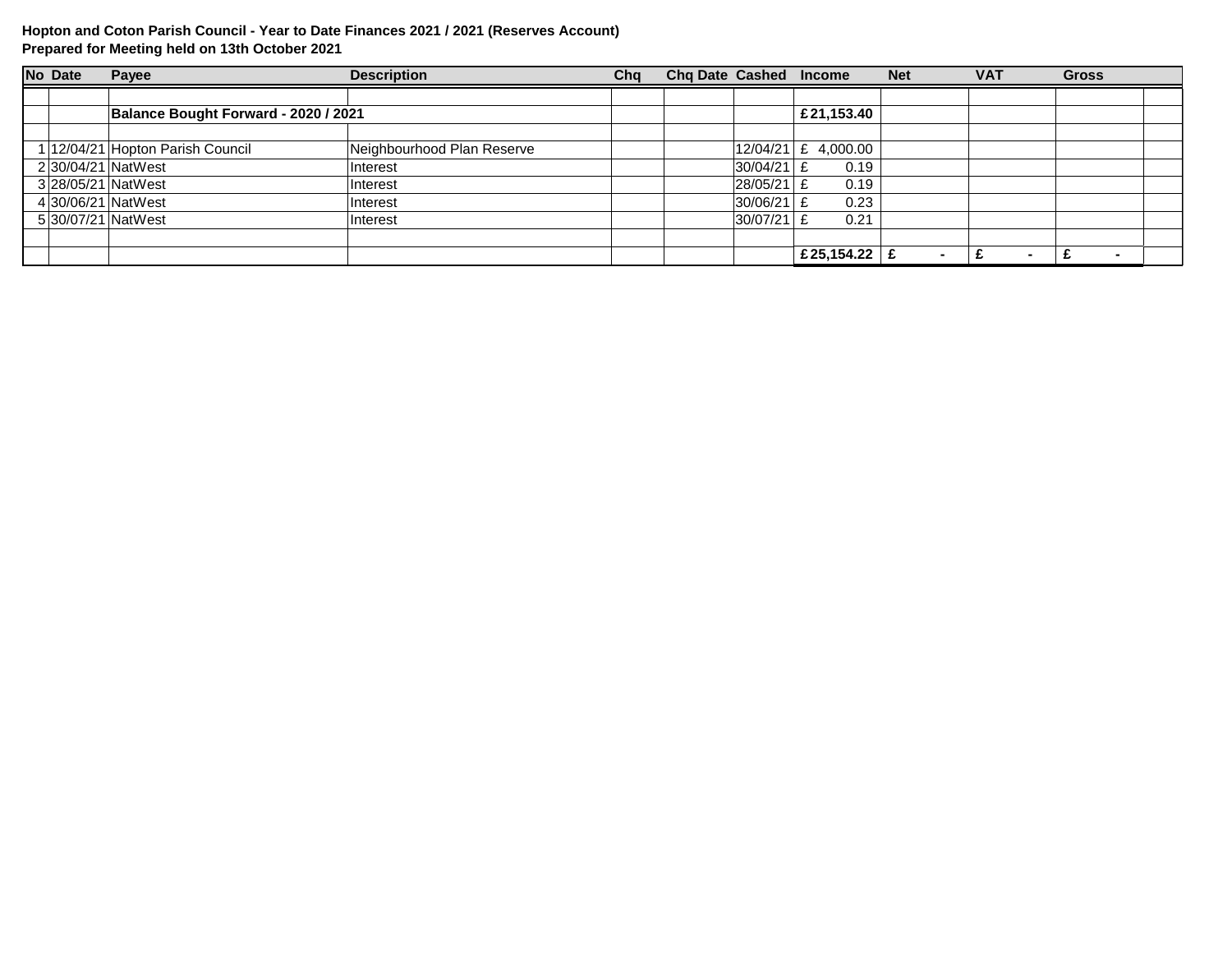**Hopton and Coton Parish Council - Year to Date Finances 2021 / 2021 (Reserves Account)**
**Prepared for Meeting held on 13th October 2021**

| No | Date | Payee | Description | Chq | Chq Date | Cashed | Income | Net | VAT | Gross | |
|---|---|---|---|---|---|---|---|---|---|---|---|
| | | | | | | | | | | | |
| | | **Balance Bought Forward - 2020 / 2021** | | | | | **£21,153.40** | | | | |
| | | | | | | | | | | | |
| 1 | 12/04/21 | Hopton Parish Council | Neighbourhood Plan Reserve | | | 12/04/21 | £ 4,000.00 | | | | |
| 2 | 30/04/21 | NatWest | Interest | | | 30/04/21 | £ 0.19 | | | | |
| 3 | 28/05/21 | NatWest | Interest | | | 28/05/21 | £ 0.19 | | | | |
| 4 | 30/06/21 | NatWest | Interest | | | 30/06/21 | £ 0.23 | | | | |
| 5 | 30/07/21 | NatWest | Interest | | | 30/07/21 | £ 0.21 | | | | |
| | | | | | | | | | | | |
| | | | | | | | **£25,154.22** | **£ -** | **£ -** | **£ -** | |